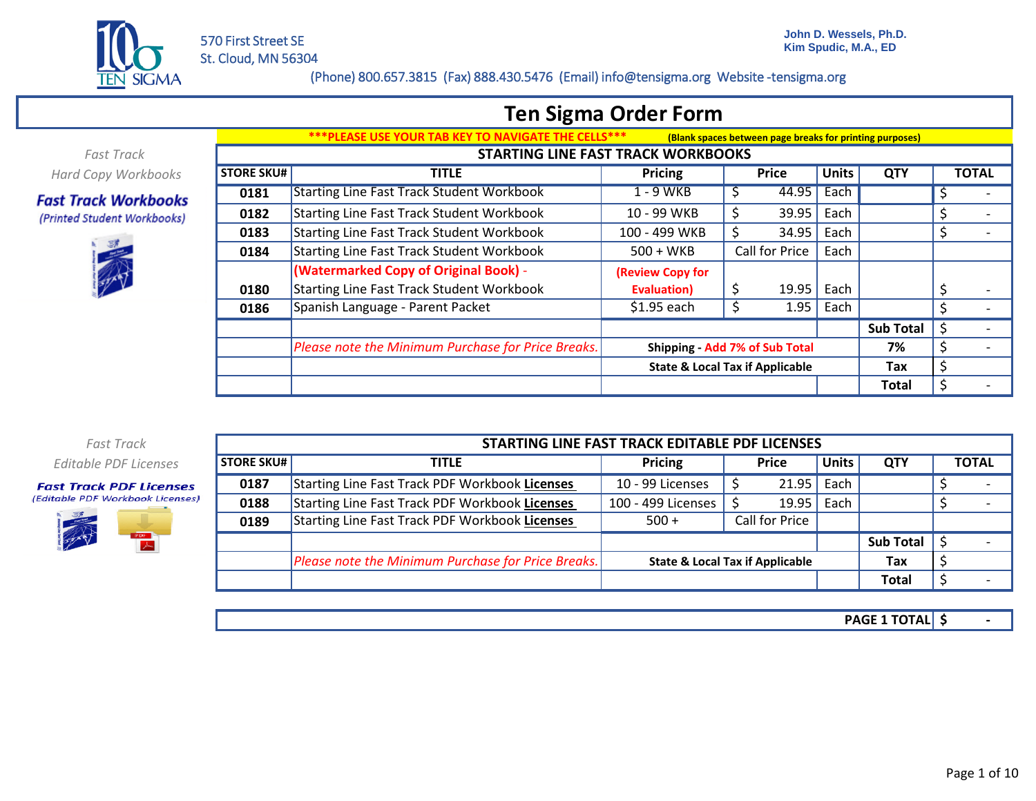TEN SIGMA

570 First Street SE
St. Cloud, MN 56304

John D. Wessels, Ph.D.
Kim Spudic, M.A., ED

(Phone) 800.657.3815 (Fax) 888.430.5476 (Email) info@tensigma.org Website -tensigma.org

# Ten Sigma Order Form

***PLEASE USE YOUR TAB KEY TO NAVIGATE THE CELLS*** (Blank spaces between page breaks for printing purposes)

*Fast Track Hard Copy Workbooks*

***Fast Track Workbooks***
*(Printed Student Workbooks)*

## STARTING LINE FAST TRACK WORKBOOKS

| STORE SKU# | TITLE | Pricing | Price | Units | QTY | TOTAL |
|---|---|---|---|---|---|---|
| 0181 | Starting Line Fast Track Student Workbook | 1 - 9 WKB | $ 44.95 | Each | | $ - |
| 0182 | Starting Line Fast Track Student Workbook | 10 - 99 WKB | $ 39.95 | Each | | $ - |
| 0183 | Starting Line Fast Track Student Workbook | 100 - 499 WKB | $ 34.95 | Each | | $ - |
| 0184 | Starting Line Fast Track Student Workbook | 500 + WKB | Call for Price | Each | | |
| 0180 | (Watermarked Copy of Original Book) - Starting Line Fast Track Student Workbook | (Review Copy for Evaluation) | $ 19.95 | Each | | $ - |
| 0186 | Spanish Language - Parent Packet | $1.95 each | $ 1.95 | Each | | $ - |
| | | | | | Sub Total | $ - |
| | *Please note the Minimum Purchase for Price Breaks.* | Shipping - Add 7% of Sub Total | | | 7% | $ - |
| | | State & Local Tax if Applicable | | | Tax | $ |
| | | | | | Total | $ - |

*Fast Track Editable PDF Licenses*

***Fast Track PDF Licenses***
*(Editable PDF Workbook Licenses)*

## STARTING LINE FAST TRACK EDITABLE PDF LICENSES

| STORE SKU# | TITLE | Pricing | Price | Units | QTY | TOTAL |
|---|---|---|---|---|---|---|
| 0187 | Starting Line Fast Track PDF Workbook **Licenses** | 10 - 99 Licenses | $ 21.95 | Each | | $ - |
| 0188 | Starting Line Fast Track PDF Workbook **Licenses** | 100 - 499 Licenses | $ 19.95 | Each | | $ - |
| 0189 | Starting Line Fast Track PDF Workbook **Licenses** | 500 + | Call for Price | | | |
| | | | | | Sub Total | $ - |
| | *Please note the Minimum Purchase for Price Breaks.* | State & Local Tax if Applicable | | | Tax | $ |
| | | | | | Total | $ - |

| PAGE 1 TOTAL | $ - |
|---|---|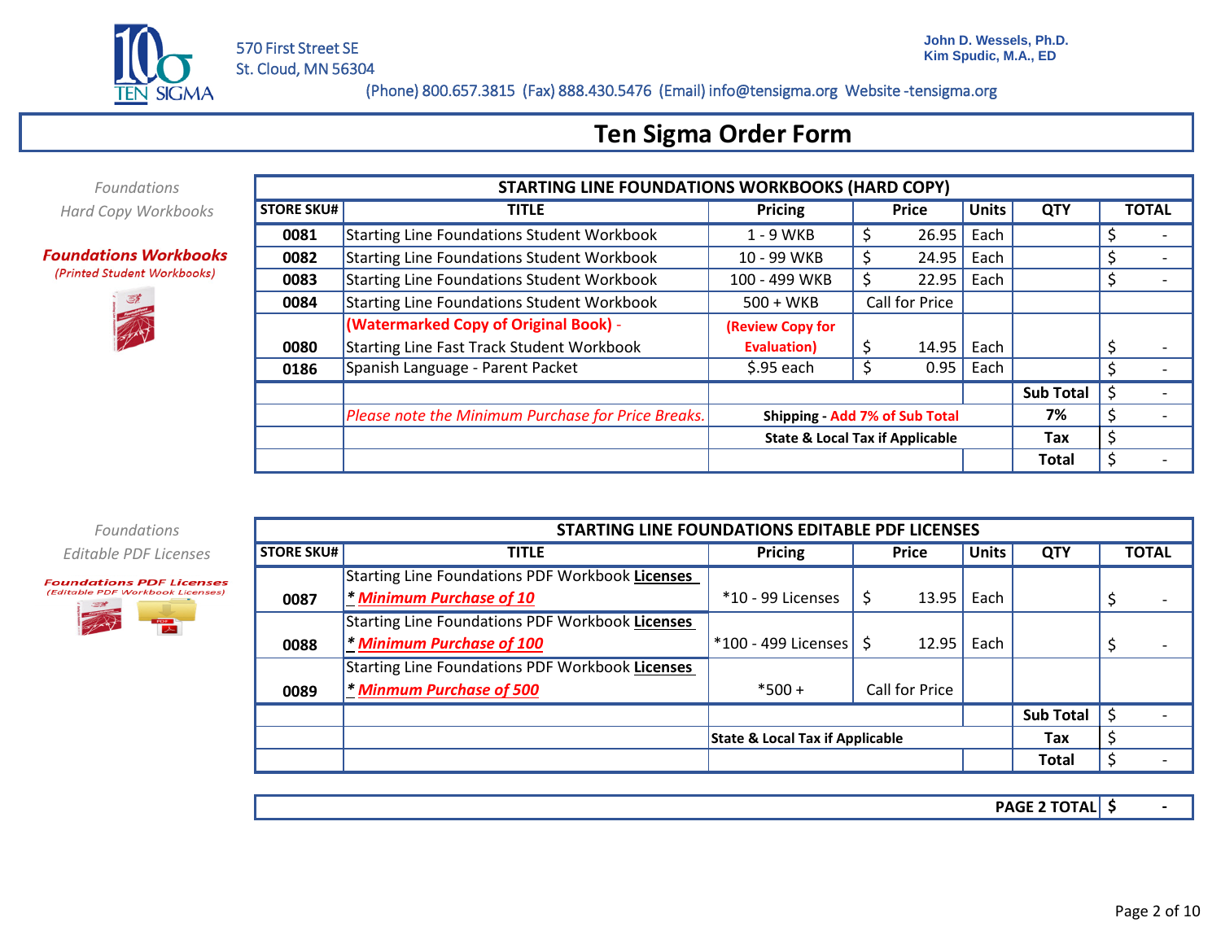570 First Street SE
St. Cloud, MN 56304

John D. Wessels, Ph.D.
Kim Spudic, M.A., ED

(Phone) 800.657.3815 (Fax) 888.430.5476 (Email) info@tensigma.org Website -tensigma.org

# Ten Sigma Order Form

*Foundations Hard Copy Workbooks*

***Foundations Workbooks***
*(Printed Student Workbooks)*

| STARTING LINE FOUNDATIONS WORKBOOKS (HARD COPY) | | | | | | |
|---|---|---|---|---|---|---|
| STORE SKU# | TITLE | Pricing | Price | Units | QTY | TOTAL |
| 0081 | Starting Line Foundations Student Workbook | 1 - 9 WKB | $ 26.95 | Each | | $ - |
| 0082 | Starting Line Foundations Student Workbook | 10 - 99 WKB | $ 24.95 | Each | | $ - |
| 0083 | Starting Line Foundations Student Workbook | 100 - 499 WKB | $ 22.95 | Each | | $ - |
| 0084 | Starting Line Foundations Student Workbook | 500 + WKB | Call for Price | | | |
| 0080 | (Watermarked Copy of Original Book) - Starting Line Fast Track Student Workbook | (Review Copy for Evaluation) | $ 14.95 | Each | | $ - |
| 0186 | Spanish Language - Parent Packet | $.95 each | $ 0.95 | Each | | $ - |
| | | | | | Sub Total | $ - |
| | *Please note the Minimum Purchase for Price Breaks.* | Shipping - Add 7% of Sub Total | | | 7% | $ - |
| | | State & Local Tax if Applicable | | | Tax | $ |
| | | | | | Total | $ - |

*Foundations Editable PDF Licenses*

***Foundations PDF Licenses***
*(Editable PDF Workbook Licenses)*

| STARTING LINE FOUNDATIONS EDITABLE PDF LICENSES | | | | | | |
|---|---|---|---|---|---|---|
| STORE SKU# | TITLE | Pricing | Price | Units | QTY | TOTAL |
| 0087 | Starting Line Foundations PDF Workbook **Licenses** * ***Minimum Purchase of 10*** | *10 - 99 Licenses | $ 13.95 | Each | | $ - |
| 0088 | Starting Line Foundations PDF Workbook **Licenses** * ***Minimum Purchase of 100*** | *100 - 499 Licenses | $ 12.95 | Each | | $ - |
| 0089 | Starting Line Foundations PDF Workbook **Licenses** * ***Minmum Purchase of 500*** | *500 + | Call for Price | | | |
| | | | | | Sub Total | $ - |
| | | State & Local Tax if Applicable | | | Tax | $ |
| | | | | | Total | $ - |

| PAGE 2 TOTAL | $ - |
|---|---|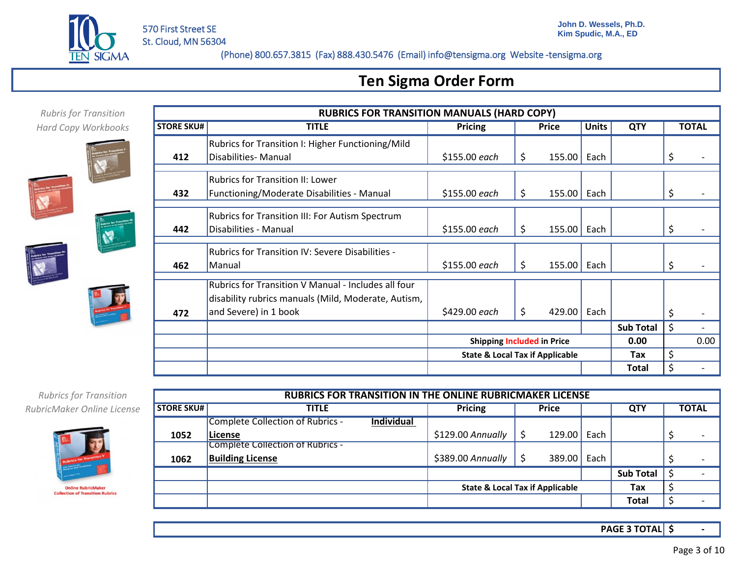570 First Street SE
St. Cloud, MN 56304

John D. Wessels, Ph.D.
Kim Spudic, M.A., ED

(Phone) 800.657.3815 (Fax) 888.430.5476 (Email) info@tensigma.org Website -tensigma.org

# Ten Sigma Order Form

*Rubris for Transition Hard Copy Workbooks*

| RUBRICS FOR TRANSITION MANUALS (HARD COPY) | | | | | | |
|---|---|---|---|---|---|---|
| **STORE SKU#** | **TITLE** | **Pricing** | **Price** | **Units** | **QTY** | **TOTAL** |
| **412** | Rubrics for Transition I: Higher Functioning/Mild Disabilities- Manual | $155.00 *each* | $ 155.00 | Each | | $ - |
| **432** | Rubrics for Transition II: Lower Functioning/Moderate Disabilities - Manual | $155.00 *each* | $ 155.00 | Each | | $ - |
| **442** | Rubrics for Transition III: For Autism Spectrum Disabilities - Manual | $155.00 *each* | $ 155.00 | Each | | $ - |
| **462** | Rubrics for Transition IV: Severe Disabilities - Manual | $155.00 *each* | $ 155.00 | Each | | $ - |
| **472** | Rubrics for Transition V Manual - Includes all four disability rubrics manuals (Mild, Moderate, Autism, and Severe) in 1 book | $429.00 *each* | $ 429.00 | Each | | $ - |
| | | | | | **Sub Total** | $ - |
| | | **Shipping Included in Price** | | | **0.00** | 0.00 |
| | | **State & Local Tax if Applicable** | | | **Tax** | $ |
| | | | | | **Total** | $ - |

*Rubrics for Transition RubricMaker Online License*

Online RubricMaker Collection of Transition Rubrics

| RUBRICS FOR TRANSITION IN THE ONLINE RUBRICMAKER LICENSE | | | | | | |
|---|---|---|---|---|---|---|
| **STORE SKU#** | **TITLE** | **Pricing** | **Price** | | **QTY** | **TOTAL** |
| **1052** | Complete Collection of Rubrics - **Individual License** | $129.00 *Annually* | $ 129.00 | Each | | $ - |
| **1062** | Complete Collection of Rubrics - **Building License** | $389.00 *Annually* | $ 389.00 | Each | | $ - |
| | | | | | **Sub Total** | $ - |
| | | **State & Local Tax if Applicable** | | | **Tax** | $ |
| | | | | | **Total** | $ - |

| **PAGE 3 TOTAL** | **$ -** |
|---|---|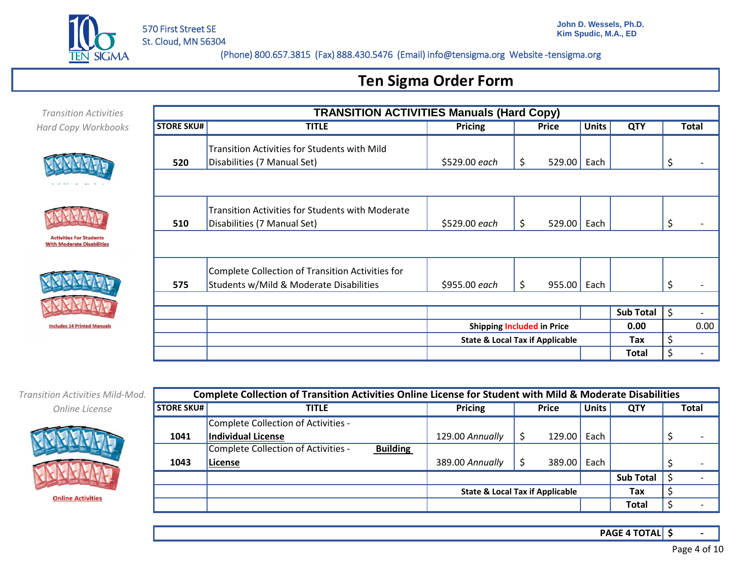570 First Street SE
St. Cloud, MN 56304

John D. Wessels, Ph.D.
Kim Spudic, M.A., ED

(Phone) 800.657.3815 (Fax) 888.430.5476 (Email) info@tensigma.org Website -tensigma.org

# Ten Sigma Order Form

*Transition Activities Hard Copy Workbooks*

Activities For Students With Moderate Disabilities

Includes 14 Printed Manuals

| TRANSITION ACTIVITIES Manuals (Hard Copy) | | | | | | |
|---|---|---|---|---|---|---|
| STORE SKU# | TITLE | Pricing | Price | Units | QTY | Total |
| 520 | Transition Activities for Students with Mild Disabilities (7 Manual Set) | $529.00 *each* | $ 529.00 | Each | | $ - |
| 510 | Transition Activities for Students with Moderate Disabilities (7 Manual Set) | $529.00 *each* | $ 955.00 | Each | | $ - |
| 575 | Complete Collection of Transition Activities for Students w/Mild & Moderate Disabilities | $955.00 *each* | $ 955.00 | Each | | $ - |
| | | | | | Sub Total | $ - |
| | | Shipping Included in Price | | | 0.00 | 0.00 |
| | | State & Local Tax if Applicable | | | Tax | $ |
| | | | | | Total | $ - |

*Transition Activities Mild-Mod. Online License*

Online Activities

| Complete Collection of Transition Activities Online License for Student with Mild & Moderate Disabilities | | | | | | |
|---|---|---|---|---|---|---|
| STORE SKU# | TITLE | Pricing | Price | Units | QTY | Total |
| 1041 | Complete Collection of Activities - **Individual License** | 129.00 *Annually* | $ 129.00 | Each | | $ - |
| 1043 | Complete Collection of Activities - **Building License** | 389.00 *Annually* | $ 389.00 | Each | | $ - |
| | | | | | Sub Total | $ - |
| | | State & Local Tax if Applicable | | | Tax | $ |
| | | | | | Total | $ - |

| PAGE 4 TOTAL | $ - |
|---|---|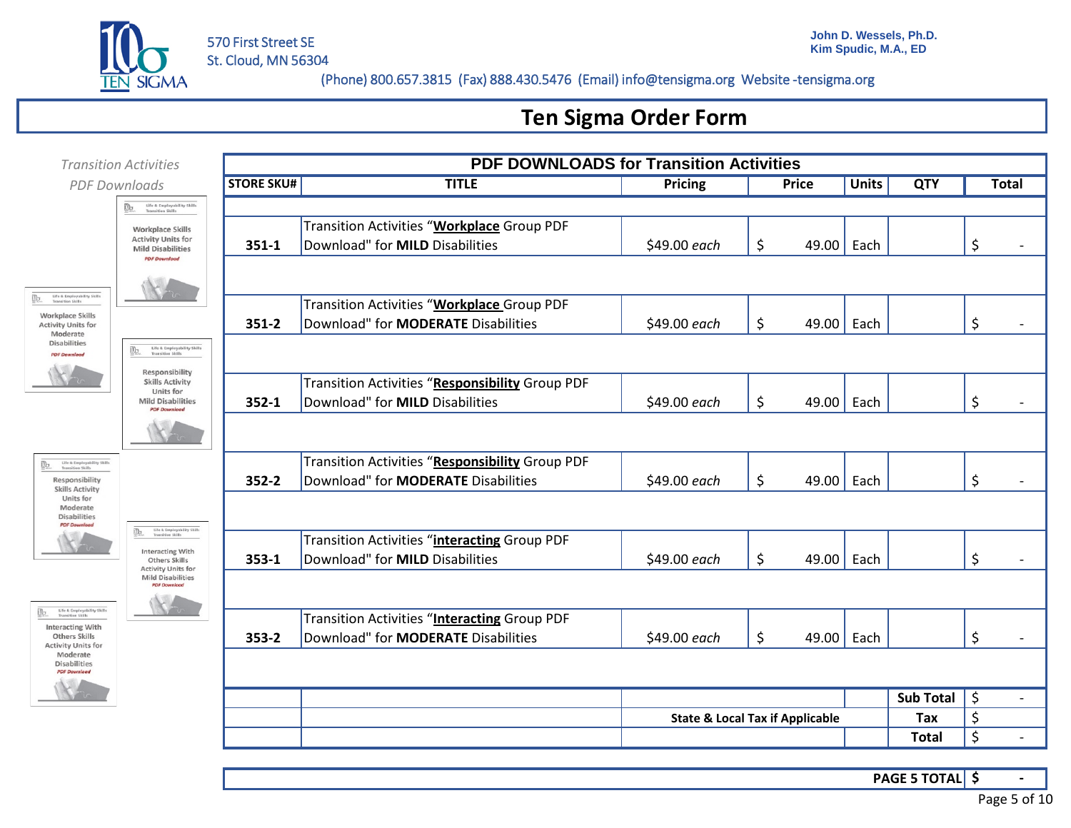570 First Street SE
St. Cloud, MN 56304

John D. Wessels, Ph.D.
Kim Spudic, M.A., ED

(Phone) 800.657.3815 (Fax) 888.430.5476 (Email) info@tensigma.org Website -tensigma.org

# Ten Sigma Order Form

*Transition Activities PDF Downloads*

## PDF DOWNLOADS for Transition Activities

| STORE SKU# | TITLE | Pricing | Price | Units | QTY | Total |
|---|---|---|---|---|---|---|
| 351-1 | Transition Activities "**Workplace** Group PDF Download" for **MILD** Disabilities | $49.00 *each* | $ 49.00 | Each | | $ - |
| 351-2 | Transition Activities "**Workplace** Group PDF Download" for **MODERATE** Disabilities | $49.00 *each* | $ 49.00 | Each | | $ - |
| 352-1 | Transition Activities "**Responsibility** Group PDF Download" for **MILD** Disabilities | $49.00 *each* | $ 49.00 | Each | | $ - |
| 352-2 | Transition Activities "**Responsibility** Group PDF Download" for **MODERATE** Disabilities | $49.00 *each* | $ 49.00 | Each | | $ - |
| 353-1 | Transition Activities "**interacting** Group PDF Download" for **MILD** Disabilities | $49.00 *each* | $ 49.00 | Each | | $ - |
| 353-2 | Transition Activities "**Interacting** Group PDF Download" for **MODERATE** Disabilities | $49.00 *each* | $ 49.00 | Each | | $ - |
| | | | | | **Sub Total** | $ - |
| | | **State & Local Tax if Applicable** | | | **Tax** | $ |
| | | | | | **Total** | $ - |

| | |
|---|---|
| **PAGE 5 TOTAL** | **$ -** |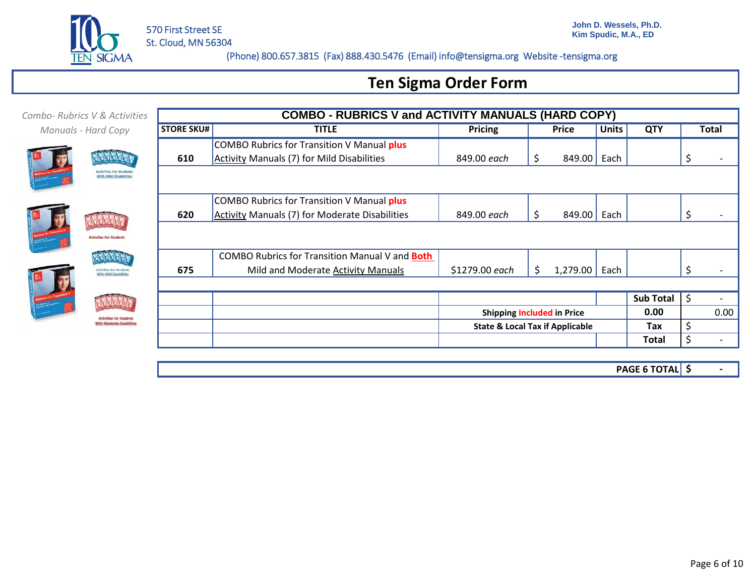570 First Street SE
St. Cloud, MN 56304

John D. Wessels, Ph.D.
Kim Spudic, M.A., ED

(Phone) 800.657.3815 (Fax) 888.430.5476 (Email) info@tensigma.org Website -tensigma.org

# Ten Sigma Order Form

*Combo- Rubrics V & Activities Manuals - Hard Copy*

| COMBO - RUBRICS V and ACTIVITY MANUALS (HARD COPY) | | | | | | |
|---|---|---|---|---|---|---|
| **STORE SKU#** | **TITLE** | **Pricing** | **Price** | **Units** | **QTY** | **Total** |
| **610** | COMBO Rubrics for Transition V Manual **plus** Activity Manuals (7) for Mild Disabilities | 849.00 *each* | $ 849.00 | Each | | $ - |
| **620** | COMBO Rubrics for Transition V Manual **plus** Activity Manuals (7) for Moderate Disabilities | 849.00 *each* | $ 849.00 | Each | | $ - |
| **675** | COMBO Rubrics for Transition Manual V and **Both** Mild and Moderate Activity Manuals | $1279.00 *each* | $ 1,279.00 | Each | | $ - |
| | | | | | **Sub Total** | $ - |
| | | **Shipping Included in Price** | | | **0.00** | 0.00 |
| | | **State & Local Tax if Applicable** | | | **Tax** | $ |
| | | | | | **Total** | $ - |

| | |
|---|---|
| **PAGE 6 TOTAL** | **$ -** |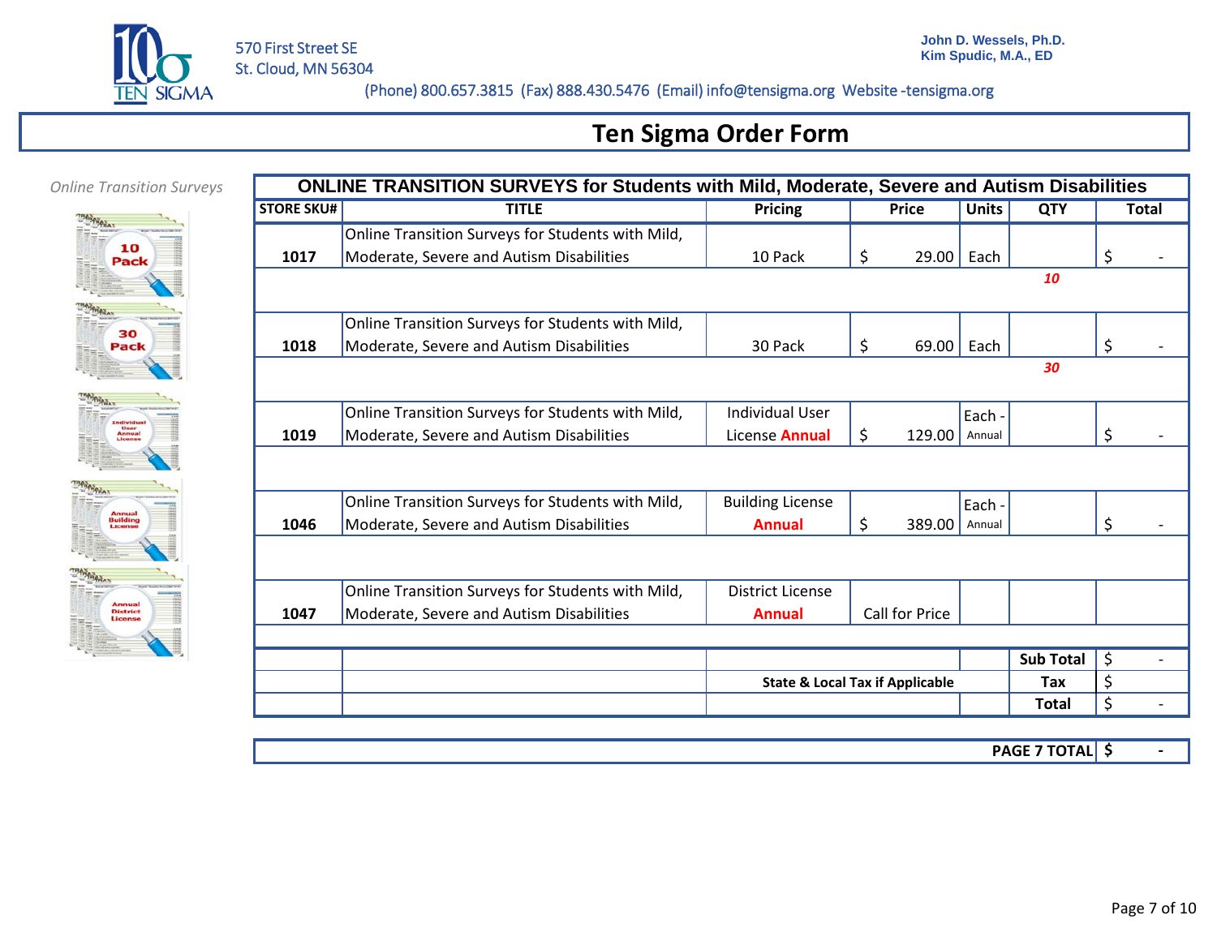570 First Street SE
St. Cloud, MN 56304

**John D. Wessels, Ph.D.**
**Kim Spudic, M.A., ED**

(Phone) 800.657.3815 (Fax) 888.430.5476 (Email) info@tensigma.org Website -tensigma.org

# Ten Sigma Order Form

*Online Transition Surveys*

| ONLINE TRANSITION SURVEYS for Students with Mild, Moderate, Severe and Autism Disabilities | | | | | | |
|---|---|---|---|---|---|---|
| **STORE SKU#** | **TITLE** | **Pricing** | **Price** | **Units** | **QTY** | **Total** |
| **1017** | Online Transition Surveys for Students with Mild, Moderate, Severe and Autism Disabilities | 10 Pack | $ 29.00 | Each | | $ - |
| | | | | | ***10*** | |
| **1018** | Online Transition Surveys for Students with Mild, Moderate, Severe and Autism Disabilities | 30 Pack | $ 69.00 | Each | | $ - |
| | | | | | ***30*** | |
| **1019** | Online Transition Surveys for Students with Mild, Moderate, Severe and Autism Disabilities | Individual User License Annual | $ 129.00 | Each - Annual | | $ - |
| **1046** | Online Transition Surveys for Students with Mild, Moderate, Severe and Autism Disabilities | Building License Annual | $ 389.00 | Each - Annual | | $ - |
| **1047** | Online Transition Surveys for Students with Mild, Moderate, Severe and Autism Disabilities | District License Annual | Call for Price | | | |
| | | | | | **Sub Total** | $ - |
| | | **State & Local Tax if Applicable** | | | **Tax** | $ |
| | | | | | **Total** | $ - |

| **PAGE 7 TOTAL** | **$ -** |
|---|---|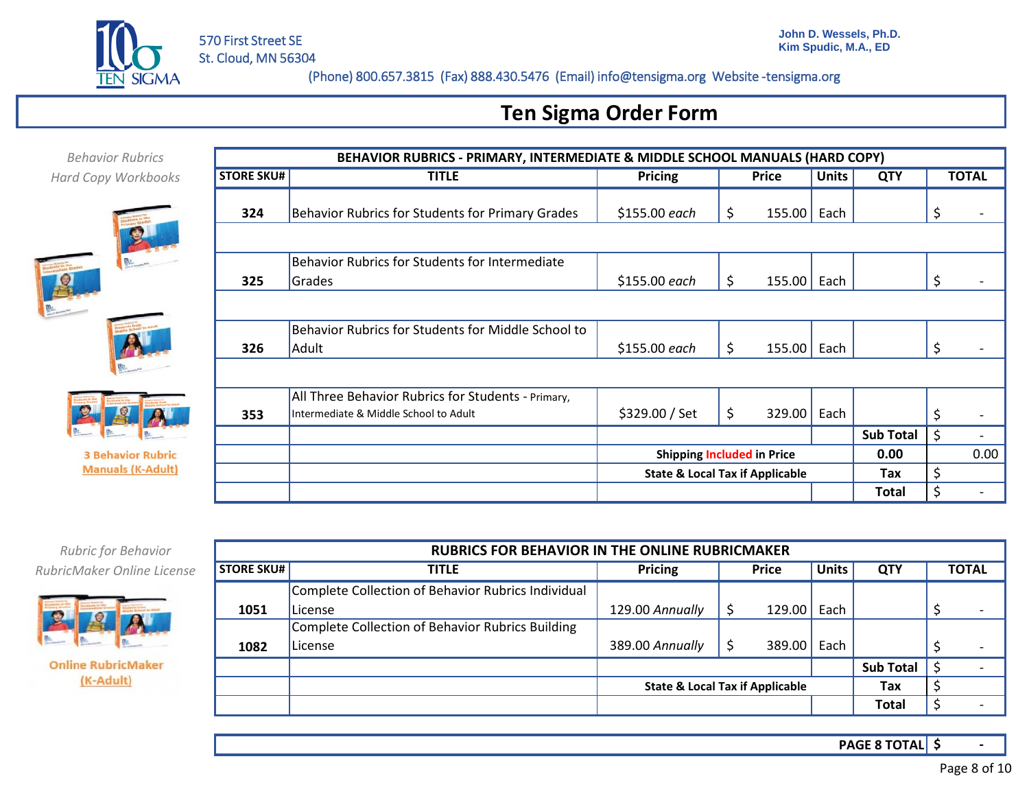570 First Street SE
St. Cloud, MN 56304

John D. Wessels, Ph.D.
Kim Spudic, M.A., ED

(Phone) 800.657.3815 (Fax) 888.430.5476 (Email) info@tensigma.org Website -tensigma.org

# Ten Sigma Order Form

*Behavior Rubrics Hard Copy Workbooks*

**3 Behavior Rubric Manuals (K-Adult)**

| BEHAVIOR RUBRICS - PRIMARY, INTERMEDIATE & MIDDLE SCHOOL MANUALS (HARD COPY) | | | | | | |
|---|---|---|---|---|---|---|
| **STORE SKU#** | **TITLE** | **Pricing** | **Price** | **Units** | **QTY** | **TOTAL** |
| **324** | Behavior Rubrics for Students for Primary Grades | $155.00 *each* | $ 155.00 | Each | | $ - |
| **325** | Behavior Rubrics for Students for Intermediate Grades | $155.00 *each* | $ 155.00 | Each | | $ - |
| **326** | Behavior Rubrics for Students for Middle School to Adult | $155.00 *each* | $ 155.00 | Each | | $ - |
| **353** | All Three Behavior Rubrics for Students - Primary, Intermediate & Middle School to Adult | $329.00 / Set | $ 329.00 | Each | | $ - |
| | | | | | **Sub Total** | $ - |
| | | **Shipping Included in Price** | | | **0.00** | 0.00 |
| | | **State & Local Tax if Applicable** | | | **Tax** | $ |
| | | | | | **Total** | $ - |

*Rubric for Behavior RubricMaker Online License*

**Online RubricMaker (K-Adult)**

| RUBRICS FOR BEHAVIOR IN THE ONLINE RUBRICMAKER | | | | | | |
|---|---|---|---|---|---|---|
| **STORE SKU#** | **TITLE** | **Pricing** | **Price** | **Units** | **QTY** | **TOTAL** |
| **1051** | Complete Collection of Behavior Rubrics Individual License | 129.00 *Annually* | $ 129.00 | Each | | $ - |
| **1082** | Complete Collection of Behavior Rubrics Building License | 389.00 *Annually* | $ 389.00 | Each | | $ - |
| | | | | | **Sub Total** | $ - |
| | | **State & Local Tax if Applicable** | | | **Tax** | $ |
| | | | | | **Total** | $ - |

| **PAGE 8 TOTAL** | **$ -** |
|---|---|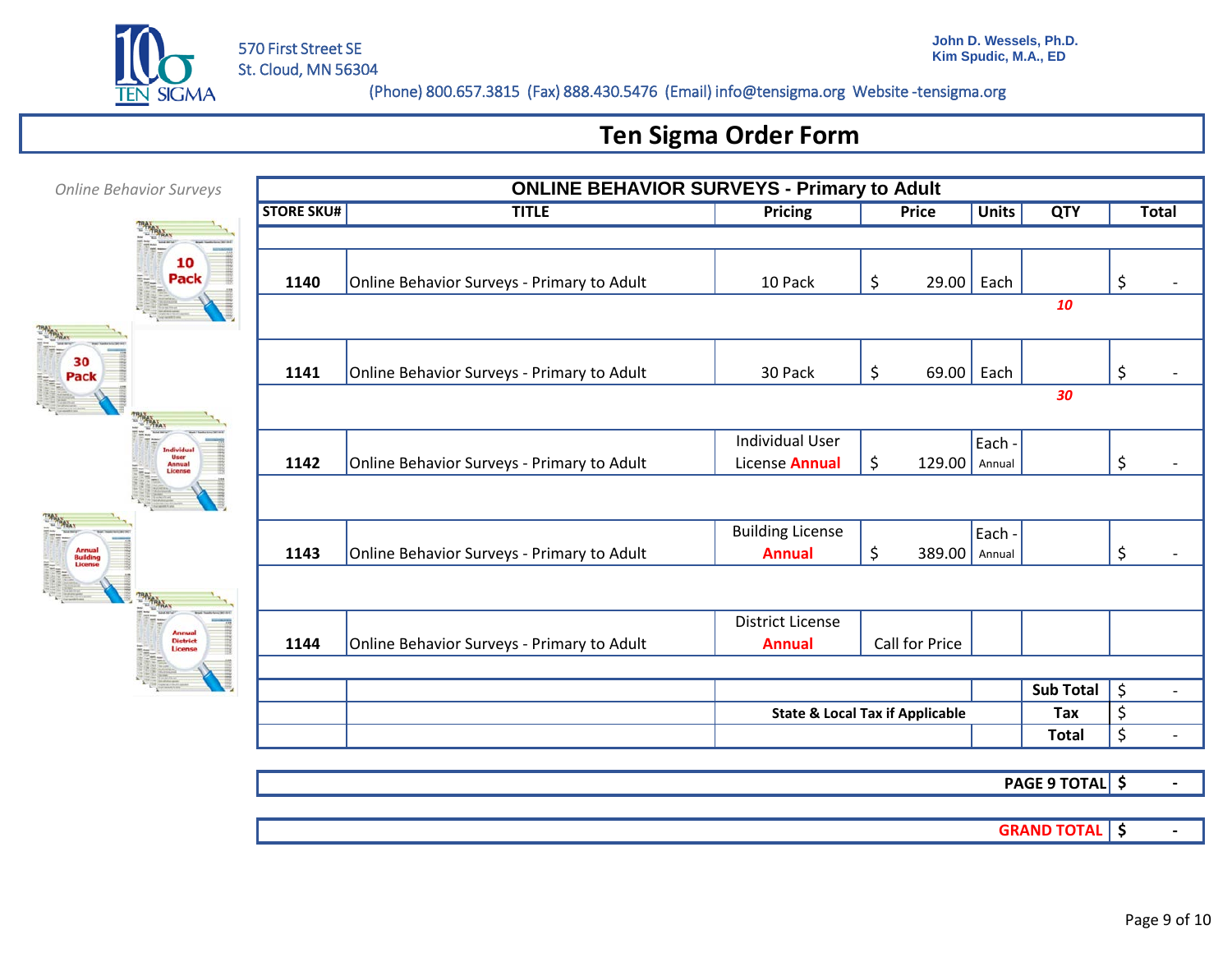570 First Street SE
St. Cloud, MN 56304

John D. Wessels, Ph.D.
Kim Spudic, M.A., ED

(Phone) 800.657.3815 (Fax) 888.430.5476 (Email) info@tensigma.org Website -tensigma.org

# Ten Sigma Order Form

*Online Behavior Surveys*

## ONLINE BEHAVIOR SURVEYS - Primary to Adult

| STORE SKU# | TITLE | Pricing | Price | Units | QTY | Total |
|---|---|---|---|---|---|---|
| 1140 | Online Behavior Surveys - Primary to Adult | 10 Pack | $ 29.00 | Each | | $ - |
| | | | | | *10* | |
| 1141 | Online Behavior Surveys - Primary to Adult | 30 Pack | $ 69.00 | Each | | $ - |
| | | | | | *30* | |
| 1142 | Online Behavior Surveys - Primary to Adult | Individual User License Annual | $ 129.00 | Each - Annual | | $ - |
| 1143 | Online Behavior Surveys - Primary to Adult | Building License Annual | $ 389.00 | Each - Annual | | $ - |
| 1144 | Online Behavior Surveys - Primary to Adult | District License Annual | Call for Price | | | |
| | | | | | **Sub Total** | $ - |
| | | **State & Local Tax if Applicable** | | | **Tax** | $ |
| | | | | | **Total** | $ - |

| | |
|---|---|
| **PAGE 9 TOTAL** | **$ -** |

| | |
|---|---|
| **GRAND TOTAL** | **$ -** |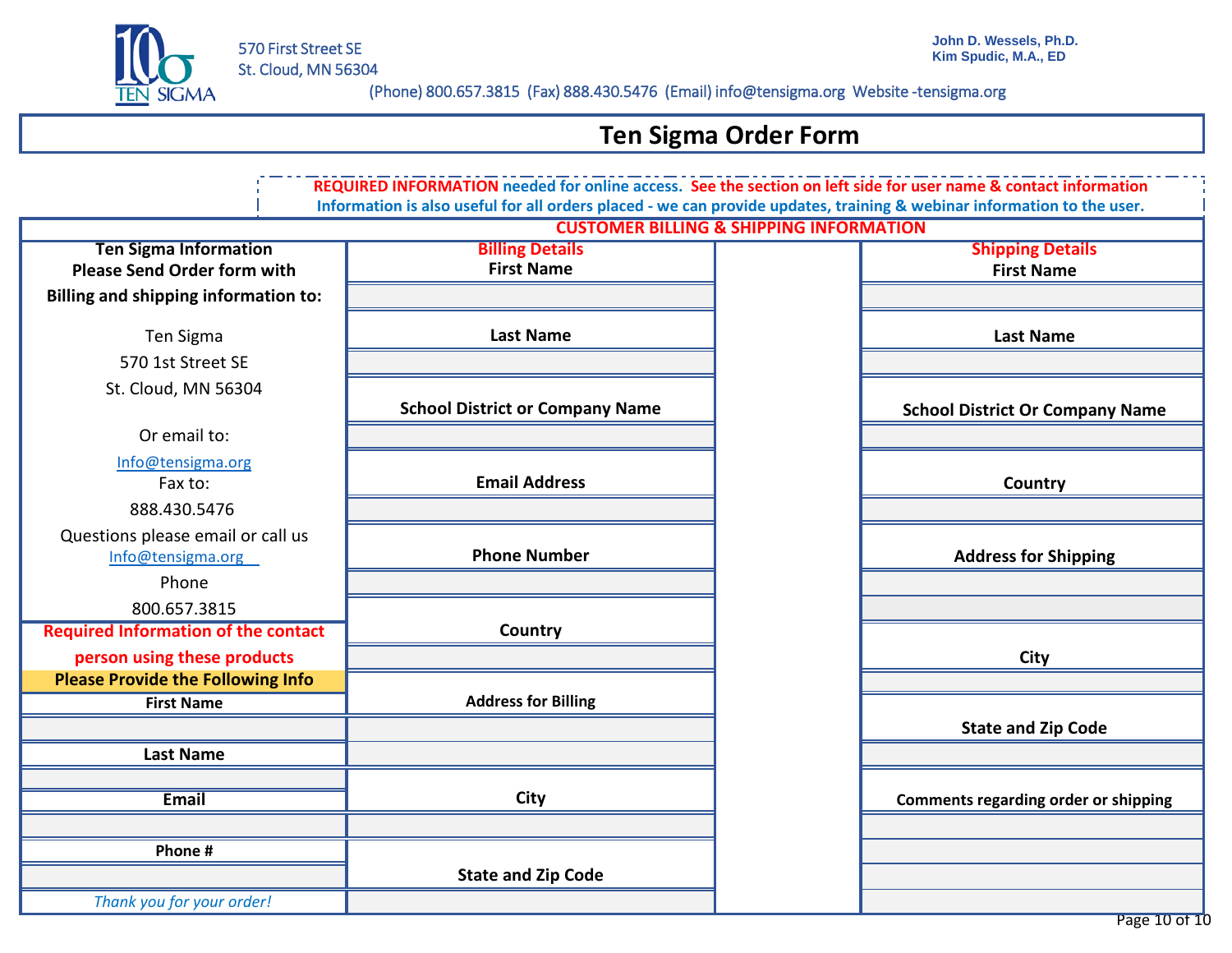570 First Street SE
St. Cloud, MN 56304

John D. Wessels, Ph.D.
Kim Spudic, M.A., ED

(Phone) 800.657.3815 (Fax) 888.430.5476 (Email) info@tensigma.org Website -tensigma.org

# Ten Sigma Order Form

**REQUIRED INFORMATION needed for online access. See the section on left side for user name & contact information**
**Information is also useful for all orders placed - we can provide updates, training & webinar information to the user.**

## CUSTOMER BILLING & SHIPPING INFORMATION

**Ten Sigma Information**
**Please Send Order form with Billing and shipping information to:**

Ten Sigma
570 1st Street SE
St. Cloud, MN 56304

Or email to:
Info@tensigma.org

Fax to:
888.430.5476

Questions please email or call us
Info@tensigma.org

Phone
800.657.3815

**Required Information of the contact person using these products**

**Please Provide the Following Info**

| | |
|---|---|
| **First Name** | |
| **Last Name** | |
| **Email** | |
| **Phone #** | |

*Thank you for your order!*

**Billing Details**

| | |
|---|---|
| **First Name** | |
| **Last Name** | |
| **School District or Company Name** | |
| **Email Address** | |
| **Phone Number** | |
| **Country** | |
| **Address for Billing** | |
| **City** | |
| **State and Zip Code** | |

**Shipping Details**

| | |
|---|---|
| **First Name** | |
| **Last Name** | |
| **School District Or Company Name** | |
| **Country** | |
| **Address for Shipping** | |
| **City** | |
| **State and Zip Code** | |
| **Comments regarding order or shipping** | |